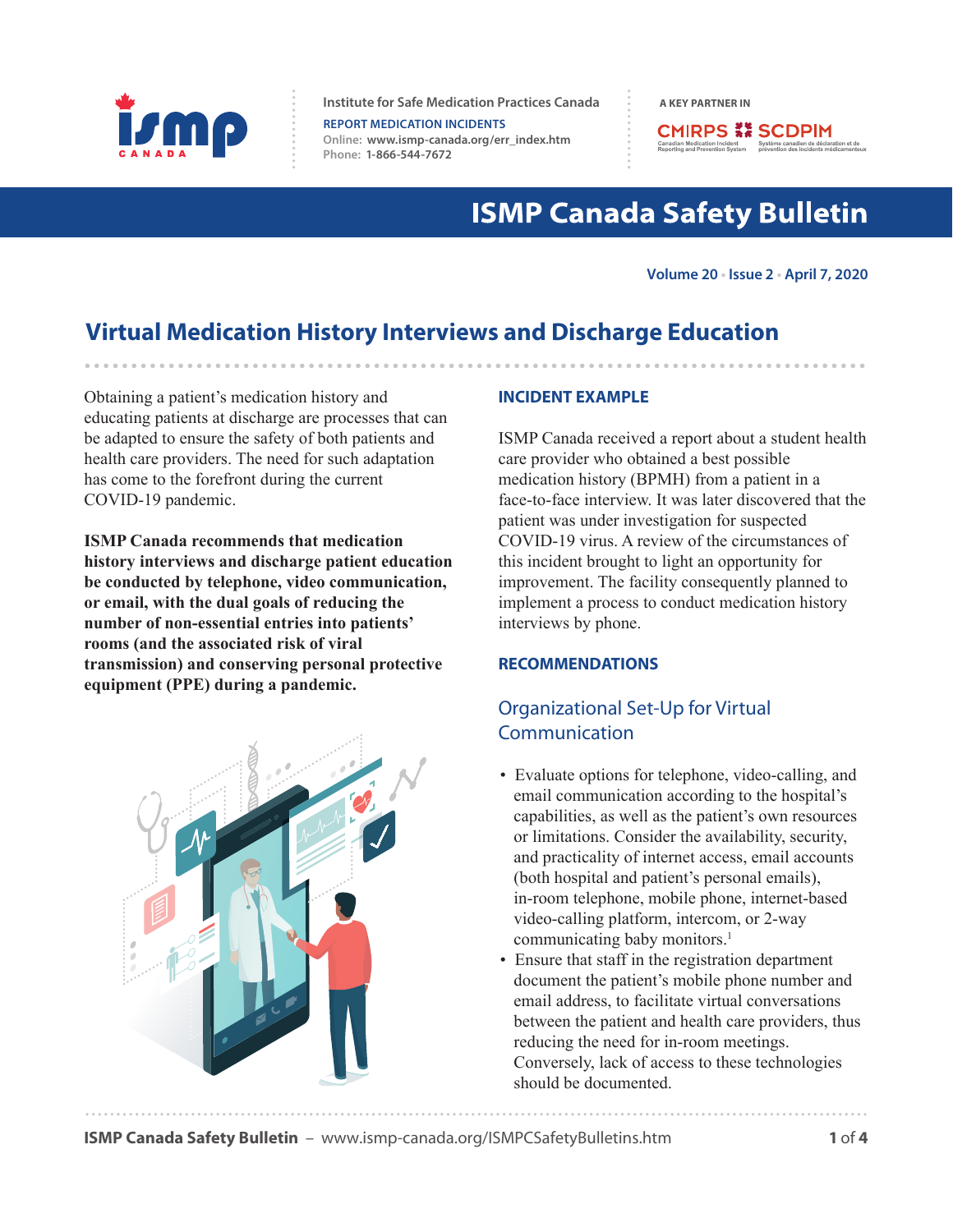Institute for Safe Medication Practices Canada

REPORT MEDICATION INCIDENTS

Online: www.ismp-canada.org/err_index.htm

Phone: 1-866-544-7672

A KEY PARTNER IN CMIRPS SCDPIM

# ISMP Canada Safety Bulletin

Volume 20 • Issue 2 • April 7, 2020

## Virtual Medication History Interviews and Discharge Education

Obtaining a patient's medication history and educating patients at discharge are processes that can be adapted to ensure the safety of both patients and health care providers. The need for such adaptation has come to the forefront during the current COVID-19 pandemic.

**ISMP Canada recommends that medication history interviews and discharge patient education be conducted by telephone, video communication, or email, with the dual goals of reducing the number of non-essential entries into patients' rooms (and the associated risk of viral transmission) and conserving personal protective equipment (PPE) during a pandemic.**

### INCIDENT EXAMPLE

ISMP Canada received a report about a student health care provider who obtained a best possible medication history (BPMH) from a patient in a face-to-face interview. It was later discovered that the patient was under investigation for suspected COVID-19 virus. A review of the circumstances of this incident brought to light an opportunity for improvement. The facility consequently planned to implement a process to conduct medication history interviews by phone.

### RECOMMENDATIONS

#### Organizational Set-Up for Virtual Communication

- Evaluate options for telephone, video-calling, and email communication according to the hospital's capabilities, as well as the patient's own resources or limitations. Consider the availability, security, and practicality of internet access, email accounts (both hospital and patient's personal emails), in-room telephone, mobile phone, internet-based video-calling platform, intercom, or 2-way communicating baby monitors.[1]
- Ensure that staff in the registration department document the patient's mobile phone number and email address, to facilitate virtual conversations between the patient and health care providers, thus reducing the need for in-room meetings. Conversely, lack of access to these technologies should be documented.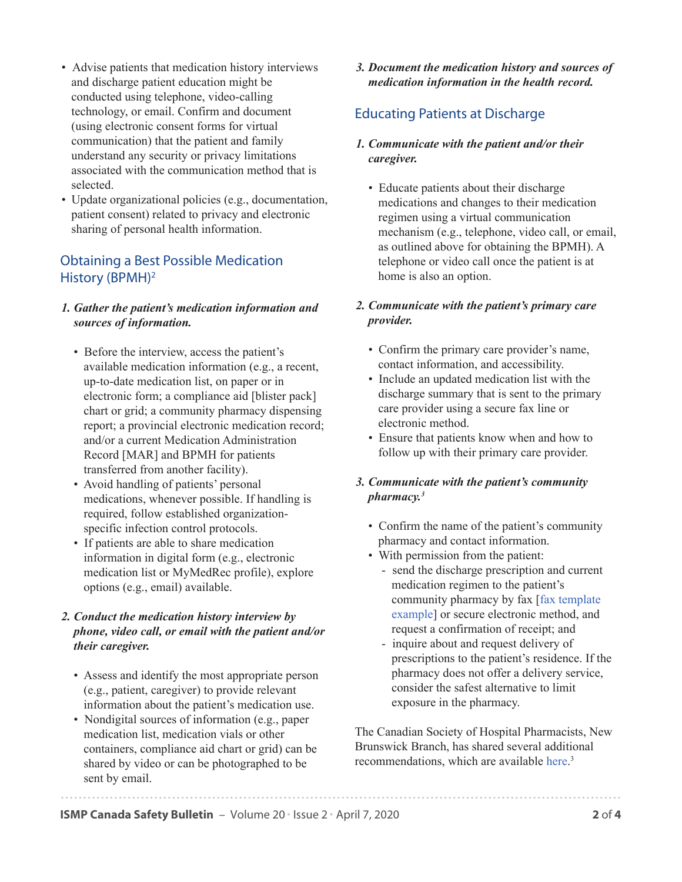- Advise patients that medication history interviews and discharge patient education might be conducted using telephone, video-calling technology, or email. Confirm and document (using electronic consent forms for virtual communication) that the patient and family understand any security or privacy limitations associated with the communication method that is selected.
- Update organizational policies (e.g., documentation, patient consent) related to privacy and electronic sharing of personal health information.

## Obtaining a Best Possible Medication History (BPMH)[2]

***1. Gather the patient's medication information and sources of information.***

- Before the interview, access the patient's available medication information (e.g., a recent, up-to-date medication list, on paper or in electronic form; a compliance aid [blister pack] chart or grid; a community pharmacy dispensing report; a provincial electronic medication record; and/or a current Medication Administration Record [MAR] and BPMH for patients transferred from another facility).
- Avoid handling of patients' personal medications, whenever possible. If handling is required, follow established organization-specific infection control protocols.
- If patients are able to share medication information in digital form (e.g., electronic medication list or MyMedRec profile), explore options (e.g., email) available.

***2. Conduct the medication history interview by phone, video call, or email with the patient and/or their caregiver.***

- Assess and identify the most appropriate person (e.g., patient, caregiver) to provide relevant information about the patient's medication use.
- Nondigital sources of information (e.g., paper medication list, medication vials or other containers, compliance aid chart or grid) can be shared by video or can be photographed to be sent by email.

***3. Document the medication history and sources of medication information in the health record.***

## Educating Patients at Discharge

***1. Communicate with the patient and/or their caregiver.***

- Educate patients about their discharge medications and changes to their medication regimen using a virtual communication mechanism (e.g., telephone, video call, or email, as outlined above for obtaining the BPMH). A telephone or video call once the patient is at home is also an option.

***2. Communicate with the patient's primary care provider.***

- Confirm the primary care provider's name, contact information, and accessibility.
- Include an updated medication list with the discharge summary that is sent to the primary care provider using a secure fax line or electronic method.
- Ensure that patients know when and how to follow up with their primary care provider.

***3. Communicate with the patient's community pharmacy.[3]***

- Confirm the name of the patient's community pharmacy and contact information.
- With permission from the patient:
  - send the discharge prescription and current medication regimen to the patient's community pharmacy by fax [fax template example] or secure electronic method, and request a confirmation of receipt; and
  - inquire about and request delivery of prescriptions to the patient's residence. If the pharmacy does not offer a delivery service, consider the safest alternative to limit exposure in the pharmacy.

The Canadian Society of Hospital Pharmacists, New Brunswick Branch, has shared several additional recommendations, which are available here.[3]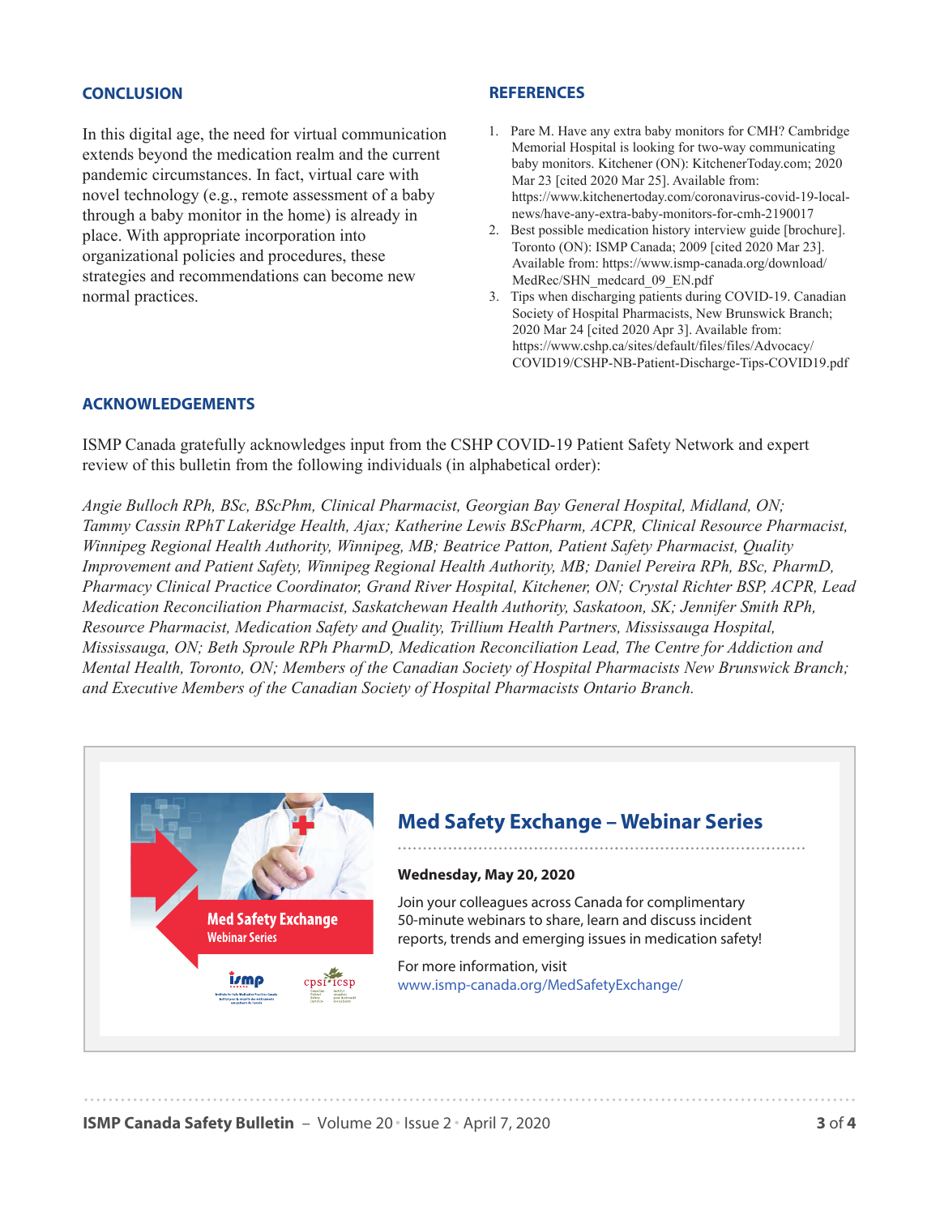## CONCLUSION

In this digital age, the need for virtual communication extends beyond the medication realm and the current pandemic circumstances. In fact, virtual care with novel technology (e.g., remote assessment of a baby through a baby monitor in the home) is already in place. With appropriate incorporation into organizational policies and procedures, these strategies and recommendations can become new normal practices.

## REFERENCES

1. Pare M. Have any extra baby monitors for CMH? Cambridge Memorial Hospital is looking for two-way communicating baby monitors. Kitchener (ON): KitchenerToday.com; 2020 Mar 23 [cited 2020 Mar 25]. Available from: https://www.kitchenertoday.com/coronavirus-covid-19-local-news/have-any-extra-baby-monitors-for-cmh-2190017
2. Best possible medication history interview guide [brochure]. Toronto (ON): ISMP Canada; 2009 [cited 2020 Mar 23]. Available from: https://www.ismp-canada.org/download/MedRec/SHN_medcard_09_EN.pdf
3. Tips when discharging patients during COVID-19. Canadian Society of Hospital Pharmacists, New Brunswick Branch; 2020 Mar 24 [cited 2020 Apr 3]. Available from: https://www.cshp.ca/sites/default/files/files/Advocacy/COVID19/CSHP-NB-Patient-Discharge-Tips-COVID19.pdf

## ACKNOWLEDGEMENTS

ISMP Canada gratefully acknowledges input from the CSHP COVID-19 Patient Safety Network and expert review of this bulletin from the following individuals (in alphabetical order):

*Angie Bulloch RPh, BSc, BScPhm, Clinical Pharmacist, Georgian Bay General Hospital, Midland, ON; Tammy Cassin RPhT Lakeridge Health, Ajax; Katherine Lewis BScPharm, ACPR, Clinical Resource Pharmacist, Winnipeg Regional Health Authority, Winnipeg, MB; Beatrice Patton, Patient Safety Pharmacist, Quality Improvement and Patient Safety, Winnipeg Regional Health Authority, MB; Daniel Pereira RPh, BSc, PharmD, Pharmacy Clinical Practice Coordinator, Grand River Hospital, Kitchener, ON; Crystal Richter BSP, ACPR, Lead Medication Reconciliation Pharmacist, Saskatchewan Health Authority, Saskatoon, SK; Jennifer Smith RPh, Resource Pharmacist, Medication Safety and Quality, Trillium Health Partners, Mississauga Hospital, Mississauga, ON; Beth Sproule RPh PharmD, Medication Reconciliation Lead, The Centre for Addiction and Mental Health, Toronto, ON; Members of the Canadian Society of Hospital Pharmacists New Brunswick Branch; and Executive Members of the Canadian Society of Hospital Pharmacists Ontario Branch.*

## Med Safety Exchange – Webinar Series

**Wednesday, May 20, 2020**

Join your colleagues across Canada for complimentary 50-minute webinars to share, learn and discuss incident reports, trends and emerging issues in medication safety!

For more information, visit www.ismp-canada.org/MedSafetyExchange/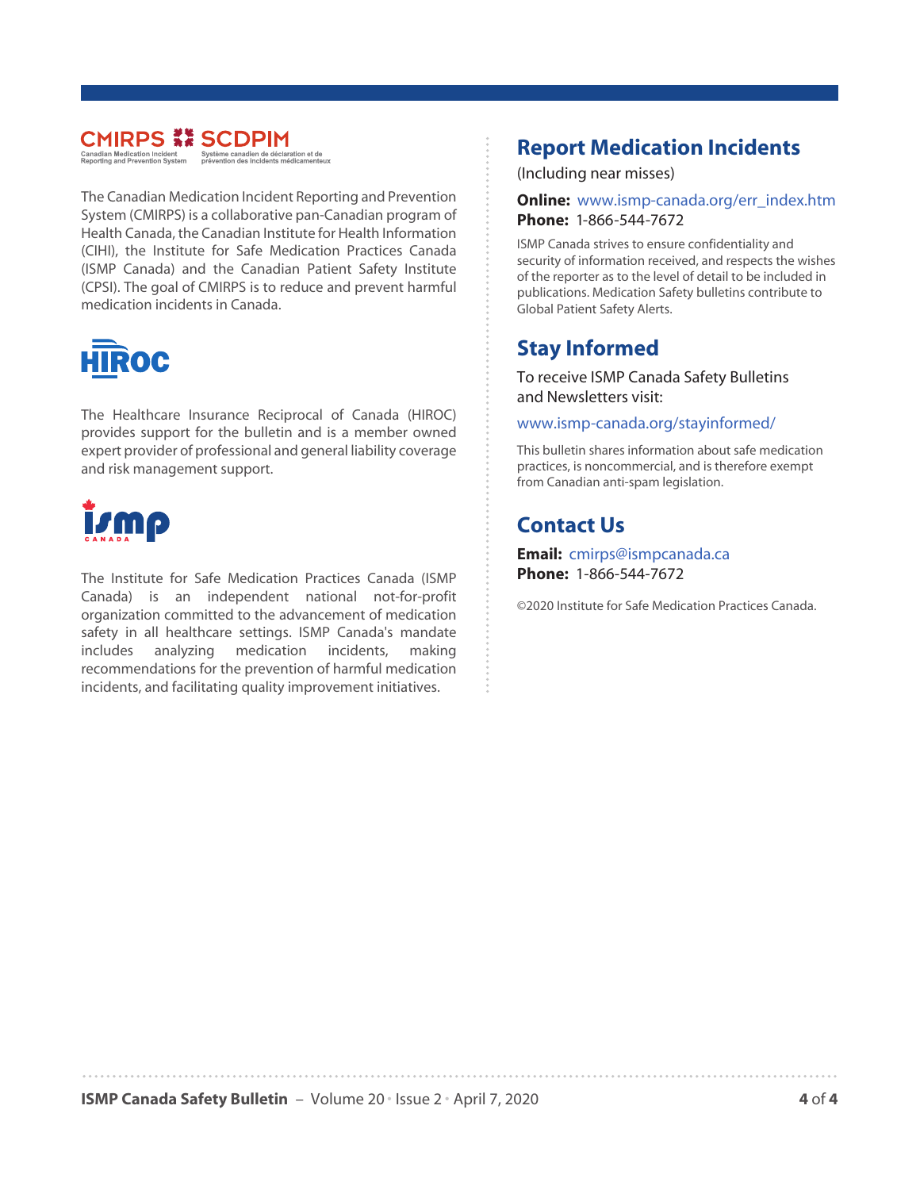CMIRPS SCDPIM

Canadian Medication Incident Reporting and Prevention System

Système canadien de déclaration et de prévention des incidents médicamenteux

The Canadian Medication Incident Reporting and Prevention System (CMIRPS) is a collaborative pan-Canadian program of Health Canada, the Canadian Institute for Health Information (CIHI), the Institute for Safe Medication Practices Canada (ISMP Canada) and the Canadian Patient Safety Institute (CPSI). The goal of CMIRPS is to reduce and prevent harmful medication incidents in Canada.

HIROC

The Healthcare Insurance Reciprocal of Canada (HIROC) provides support for the bulletin and is a member owned expert provider of professional and general liability coverage and risk management support.

ismp CANADA

The Institute for Safe Medication Practices Canada (ISMP Canada) is an independent national not-for-profit organization committed to the advancement of medication safety in all healthcare settings. ISMP Canada's mandate includes analyzing medication incidents, making recommendations for the prevention of harmful medication incidents, and facilitating quality improvement initiatives.

## Report Medication Incidents

(Including near misses)

**Online:** www.ismp-canada.org/err_index.htm
**Phone:** 1-866-544-7672

ISMP Canada strives to ensure confidentiality and security of information received, and respects the wishes of the reporter as to the level of detail to be included in publications. Medication Safety bulletins contribute to Global Patient Safety Alerts.

## Stay Informed

To receive ISMP Canada Safety Bulletins and Newsletters visit:

www.ismp-canada.org/stayinformed/

This bulletin shares information about safe medication practices, is noncommercial, and is therefore exempt from Canadian anti-spam legislation.

## Contact Us

**Email:** cmirps@ismpcanada.ca
**Phone:** 1-866-544-7672

©2020 Institute for Safe Medication Practices Canada.